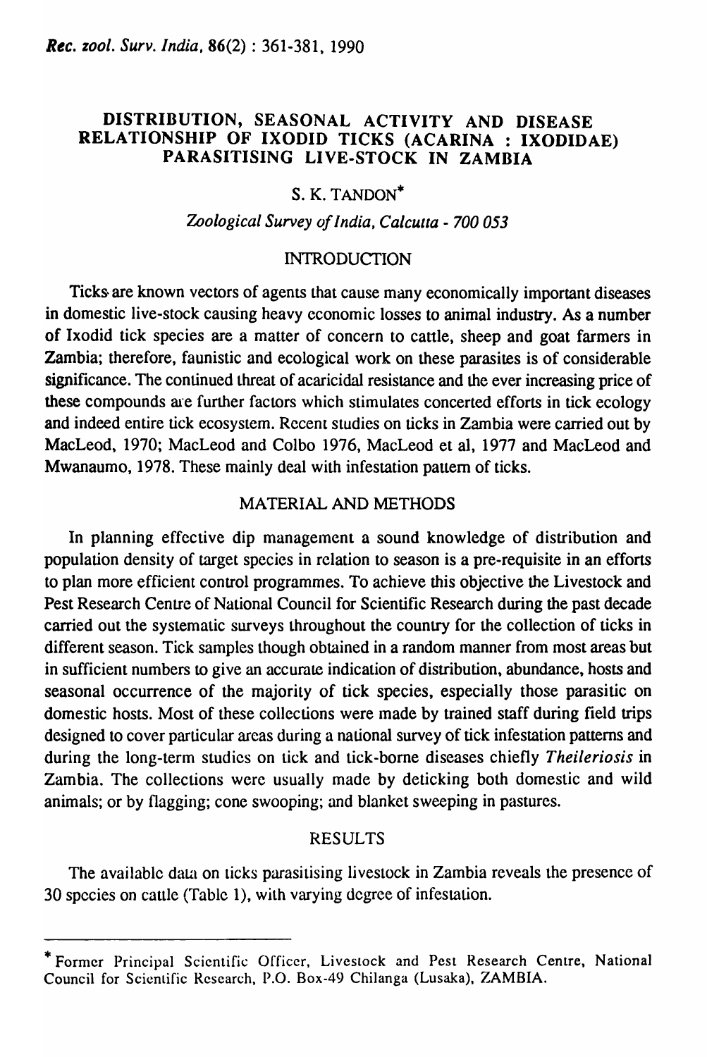# DISTRIBUTION, SEASONAL ACTIVITY AND DISEASE RELATIONSHIP OF IXODID TICKS (ACARINA : IXODIDAE) PARASITISING LIVE-STOCK IN ZAMBIA

S. K. TANDON*

*Zoological Survey of India, Calcutta - 700 053*

## INTRODUCTION

Ticks are known vectors of agents that cause many economically important diseases in domestic live-stock causing heavy economic losses to animal industry. As a number of Ixodid tick species are a matter of concern to cattle, sheep and goat farmers in Zambia; therefore, faunistic and ecological work on these parasites is of considerable significance. The continued threat of acaricidal resistance and the ever increasing price of these compounds are further factors which stimulates concerted efforts in tick ecology and indeed entire tick ecosystem. Recent studies on ticks in Zambia were carried out by MacLeod, 1970; MacLeod and Colbo 1976, MacLeod et al, 1977 and MacLeod and Mwanaumo, 1978. These mainly deal with infestation pattern of ticks.

## MATERIAL AND METHODS

In planning effective dip management a sound knowledge of distribution and population density of target species in relation to season is a pre-requisite in an efforts to plan more efficient control programmes. To achieve this objective the Livestock and Pest Research Centre of National Council for Scientific Research during the past decade carried out the systematic surveys throughout the country for the collection of ticks in different season. Tick samples though obtained in a random manner from most areas but in sufficient numbers to give an accurate indication of distribution, abundance, hosts and seasonal occurrence of the majority of tick species, especially those parasitic on domestic hosts. Most of these collections were made by trained staff during field trips designed to cover particular areas during a national survey of tick infestation patterns and during the long-term studies on tick and tick-borne diseases chiefly *Theileriosis* in Zambia. The collections were usually made by deticking both domestic and wild animals; or by flagging; cone swooping; and blanket sweeping in pastures.

## RESULTS

The available data on ticks parasitising livestock in Zambia reveals the presence of 30 species on cattle (Table 1), with varying degree of infestation.

---

* Former Principal Scientific Officer, Livestock and Pest Research Centre, National Council for Scientific Research, P.O. Box-49 Chilanga (Lusaka), ZAMBIA.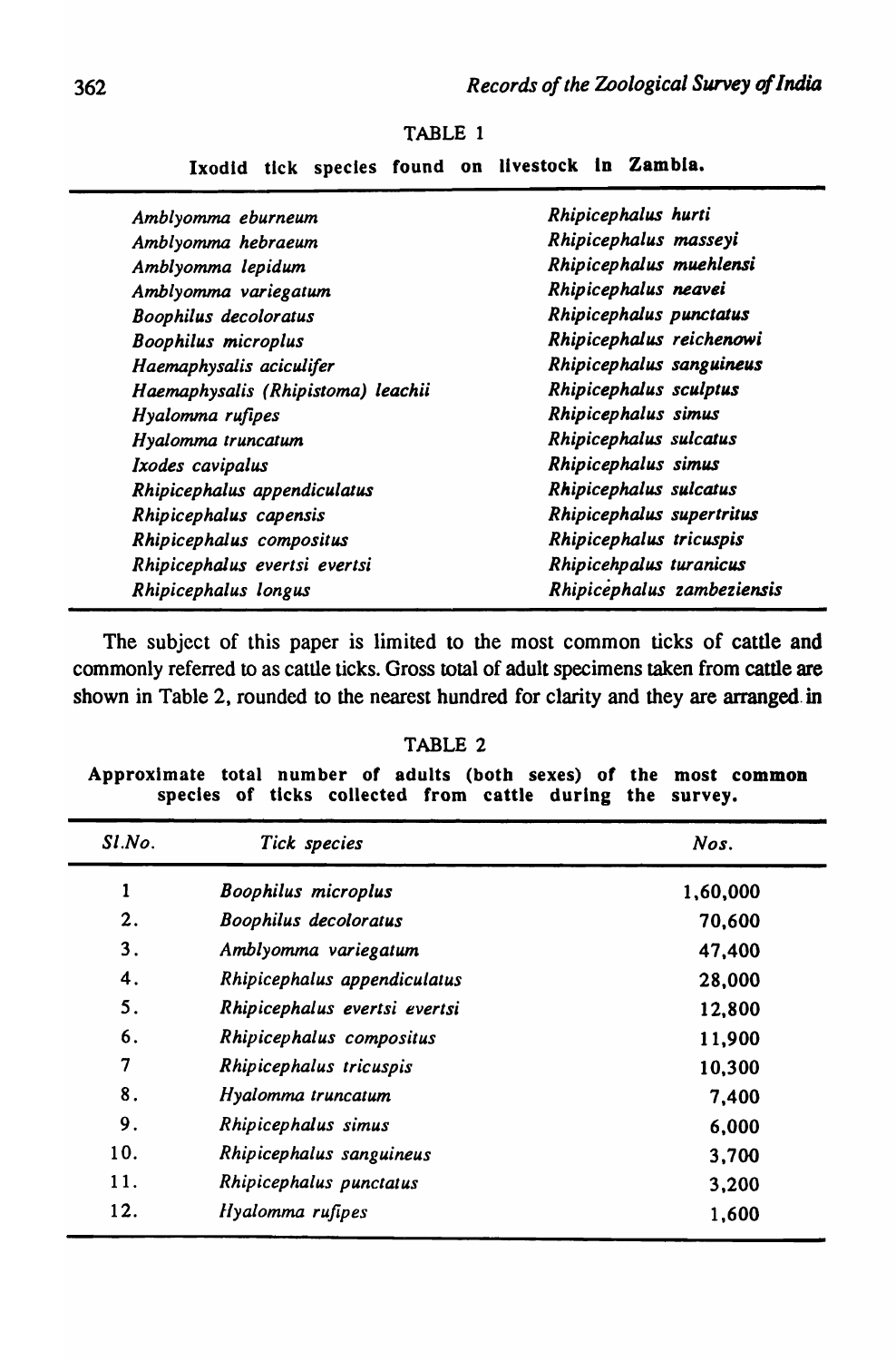TABLE 1

Ixodid tick species found on livestock in Zambia.

| | |
|---|---|
| *Amblyomma eburneum* | *Rhipicephalus hurti* |
| *Amblyomma hebraeum* | *Rhipicephalus masseyi* |
| *Amblyomma lepidum* | *Rhipicephalus muehlensi* |
| *Amblyomma variegatum* | *Rhipicephalus neavei* |
| *Boophilus decoloratus* | *Rhipicephalus punctatus* |
| *Boophilus microplus* | *Rhipicephalus reichenowi* |
| *Haemaphysalis aciculifer* | *Rhipicephalus sanguineus* |
| *Haemaphysalis (Rhipistoma) leachii* | *Rhipicephalus sculptus* |
| *Hyalomma rufipes* | *Rhipicephalus simus* |
| *Hyalomma truncatum* | *Rhipicephalus sulcatus* |
| *Ixodes cavipalus* | *Rhipicephalus simus* |
| *Rhipicephalus appendiculatus* | *Rhipicephalus sulcatus* |
| *Rhipicephalus capensis* | *Rhipicephalus supertritus* |
| *Rhipicephalus compositus* | *Rhipicephalus tricuspis* |
| *Rhipicephalus evertsi evertsi* | *Rhipicehpalus turanicus* |
| *Rhipicephalus longus* | *Rhipicephalus zambeziensis* |

The subject of this paper is limited to the most common ticks of cattle and commonly referred to as cattle ticks. Gross total of adult specimens taken from cattle are shown in Table 2, rounded to the nearest hundred for clarity and they are arranged in

TABLE 2

Approximate total number of adults (both sexes) of the most common species of ticks collected from cattle during the survey.

| Sl.No. | Tick species | Nos. |
|---|---|---|
| 1 | *Boophilus microplus* | 1,60,000 |
| 2. | *Boophilus decoloratus* | 70,600 |
| 3. | *Amblyomma variegatum* | 47,400 |
| 4. | *Rhipicephalus appendiculatus* | 28,000 |
| 5. | *Rhipicephalus evertsi evertsi* | 12,800 |
| 6. | *Rhipicephalus compositus* | 11,900 |
| 7 | *Rhipicephalus tricuspis* | 10,300 |
| 8. | *Hyalomma truncatum* | 7,400 |
| 9. | *Rhipicephalus simus* | 6,000 |
| 10. | *Rhipicephalus sanguineus* | 3,700 |
| 11. | *Rhipicephalus punctatus* | 3,200 |
| 12. | *Hyalomma rufipes* | 1,600 |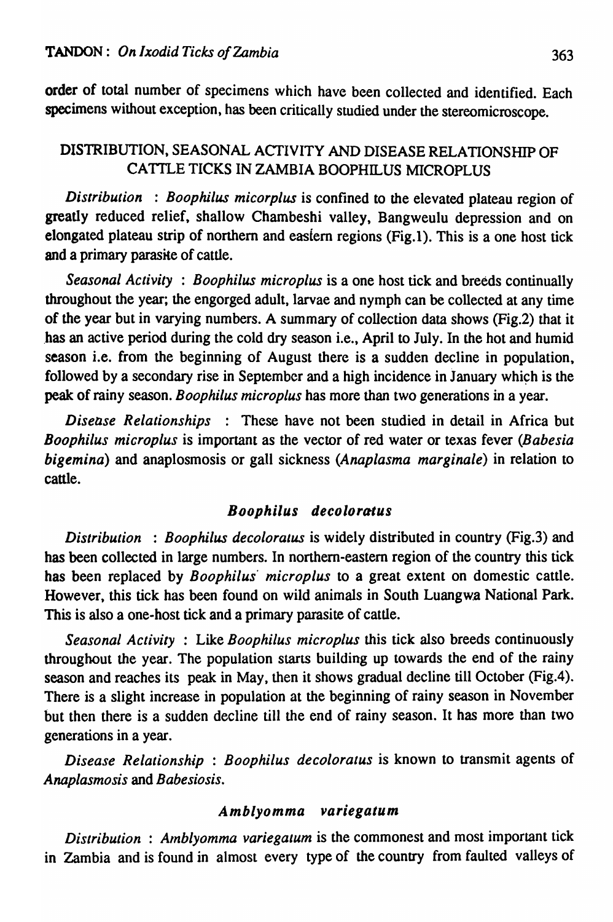order of total number of specimens which have been collected and identified. Each specimens without exception, has been critically studied under the stereomicroscope.

## DISTRIBUTION, SEASONAL ACTIVITY AND DISEASE RELATIONSHIP OF CATTLE TICKS IN ZAMBIA BOOPHILUS MICROPLUS

*Distribution* : *Boophilus micorplus* is confined to the elevated plateau region of greatly reduced relief, shallow Chambeshi valley, Bangweulu depression and on elongated plateau strip of northern and eastern regions (Fig.1). This is a one host tick and a primary parasite of cattle.

*Seasonal Activity* : *Boophilus microplus* is a one host tick and breeds continually throughout the year; the engorged adult, larvae and nymph can be collected at any time of the year but in varying numbers. A summary of collection data shows (Fig.2) that it has an active period during the cold dry season i.e., April to July. In the hot and humid season i.e. from the beginning of August there is a sudden decline in population, followed by a secondary rise in September and a high incidence in January which is the peak of rainy season. *Boophilus microplus* has more than two generations in a year.

*Disease Relationships* : These have not been studied in detail in Africa but *Boophilus microplus* is important as the vector of red water or texas fever (*Babesia bigemina*) and anaplosmosis or gall sickness (*Anaplasma marginale*) in relation to cattle.

### *Boophilus decoloratus*

*Distribution* : *Boophilus decoloratus* is widely distributed in country (Fig.3) and has been collected in large numbers. In northern-eastern region of the country this tick has been replaced by *Boophilus microplus* to a great extent on domestic cattle. However, this tick has been found on wild animals in South Luangwa National Park. This is also a one-host tick and a primary parasite of cattle.

*Seasonal Activity* : Like *Boophilus microplus* this tick also breeds continuously throughout the year. The population starts building up towards the end of the rainy season and reaches its peak in May, then it shows gradual decline till October (Fig.4). There is a slight increase in population at the beginning of rainy season in November but then there is a sudden decline till the end of rainy season. It has more than two generations in a year.

*Disease Relationship* : *Boophilus decoloratus* is known to transmit agents of *Anaplasmosis* and *Babesiosis*.

### *Amblyomma variegatum*

*Distribution* : *Amblyomma variegatum* is the commonest and most important tick in Zambia and is found in almost every type of the country from faulted valleys of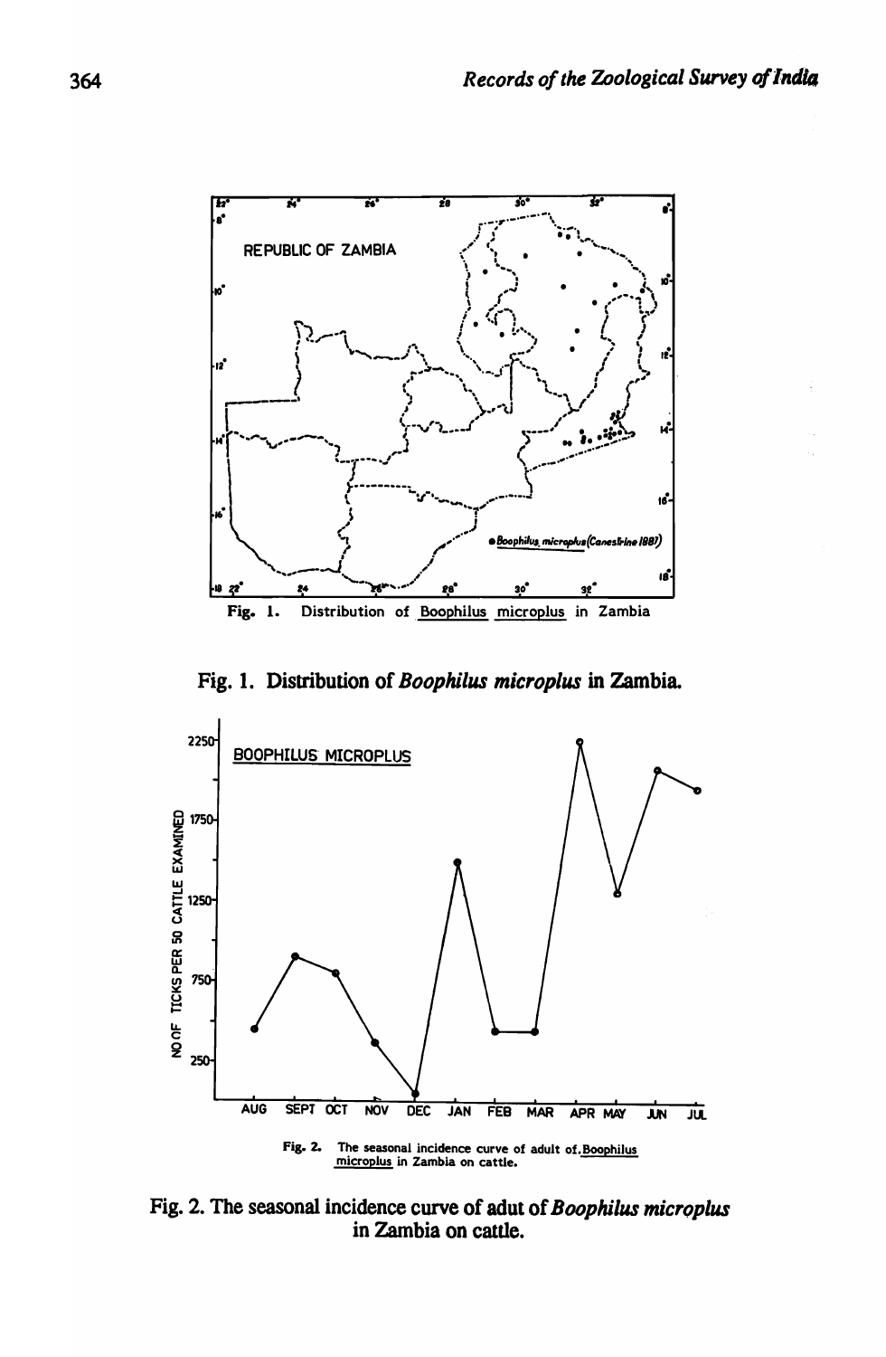Fig. 1. Distribution of *Boophilus microplus* in Zambia.

Fig. 2. The seasonal incidence curve of adut of *Boophilus microplus* in Zambia on cattle.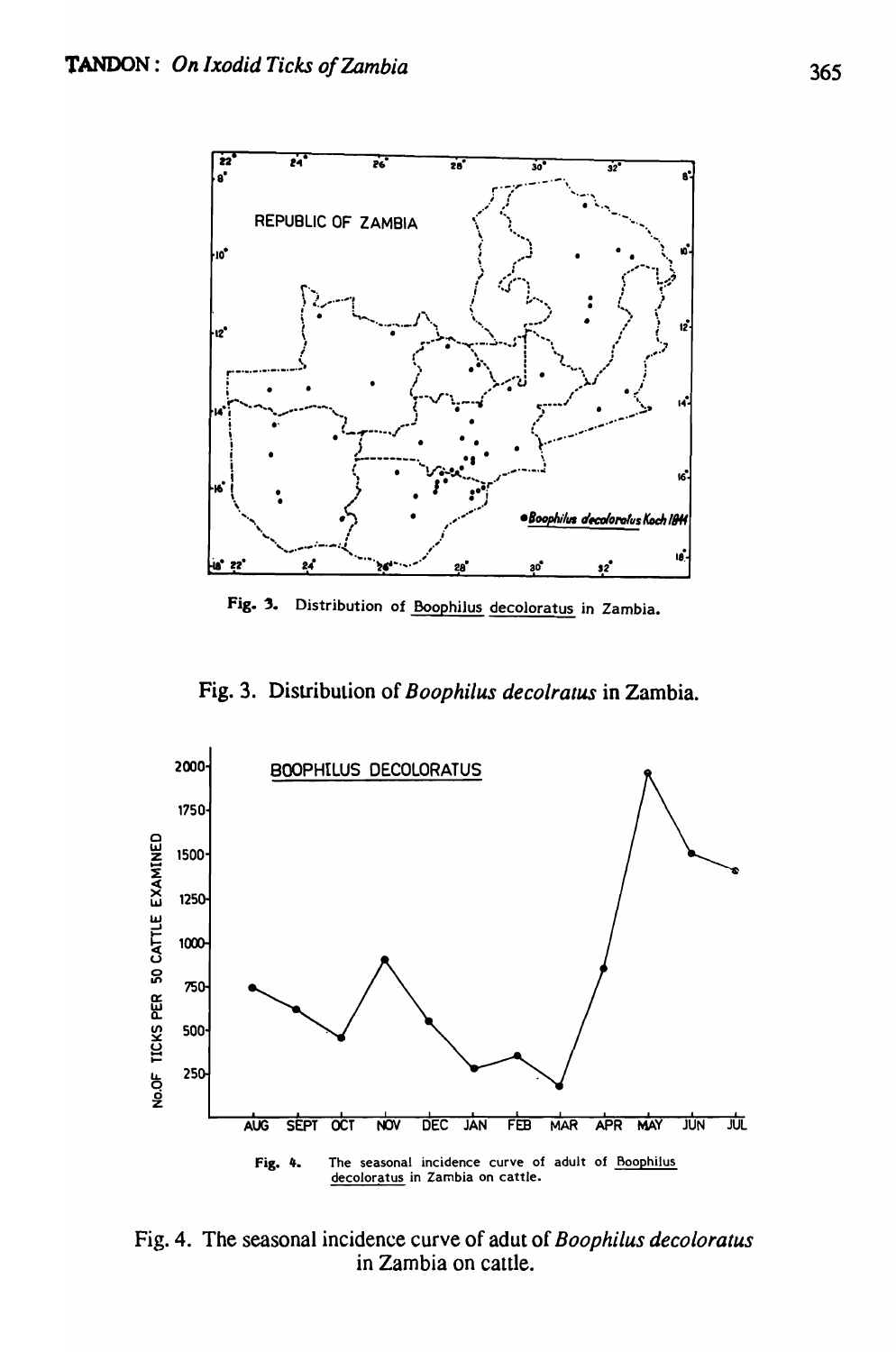Fig. 3. Distribution of Boophilus decoloratus in Zambia.

Fig. 3. Distribution of *Boophilus decolratus* in Zambia.

Fig. 4. The seasonal incidence curve of adult of Boophilus decoloratus in Zambia on cattle.

Fig. 4. The seasonal incidence curve of adut of *Boophilus decoloratus* in Zambia on cattle.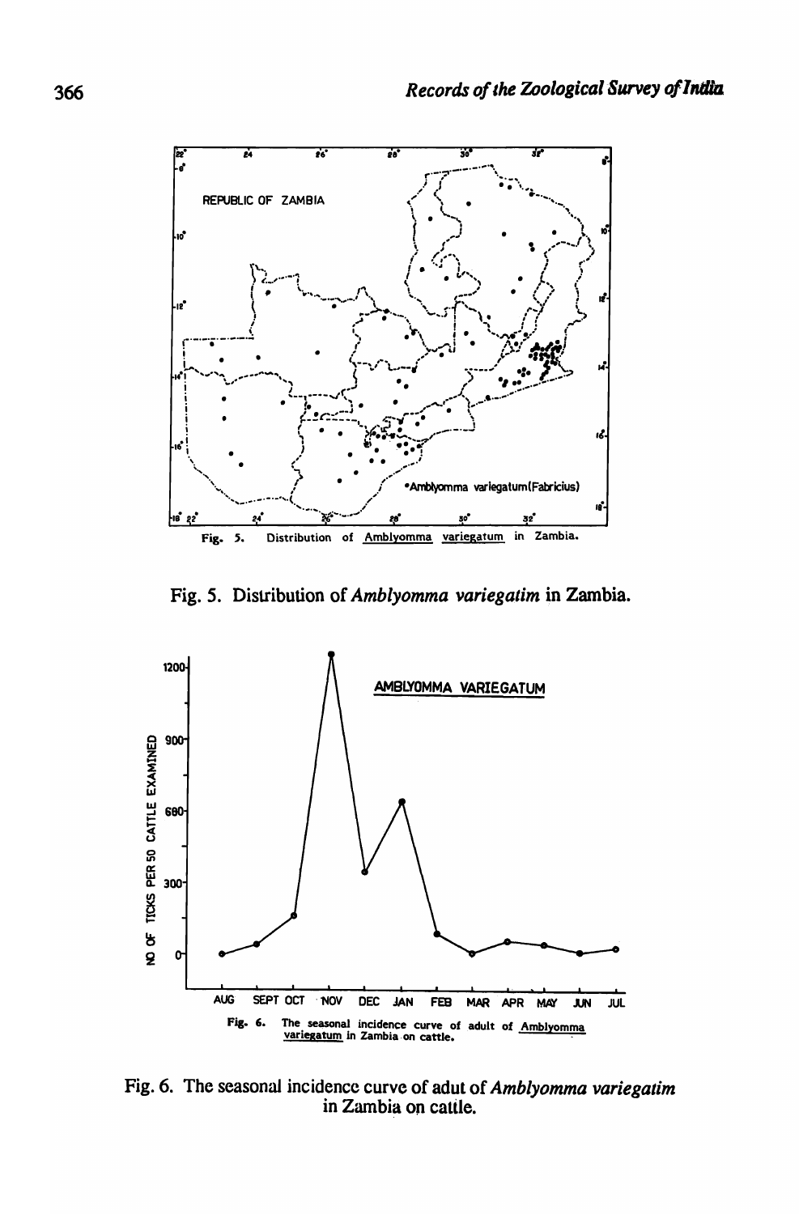Fig. 5. Distribution of *Amblyomma variegatim* in Zambia.

Fig. 6. The seasonal incidencc curve of adut of *Amblyomma variegatim* in Zambia on cattle.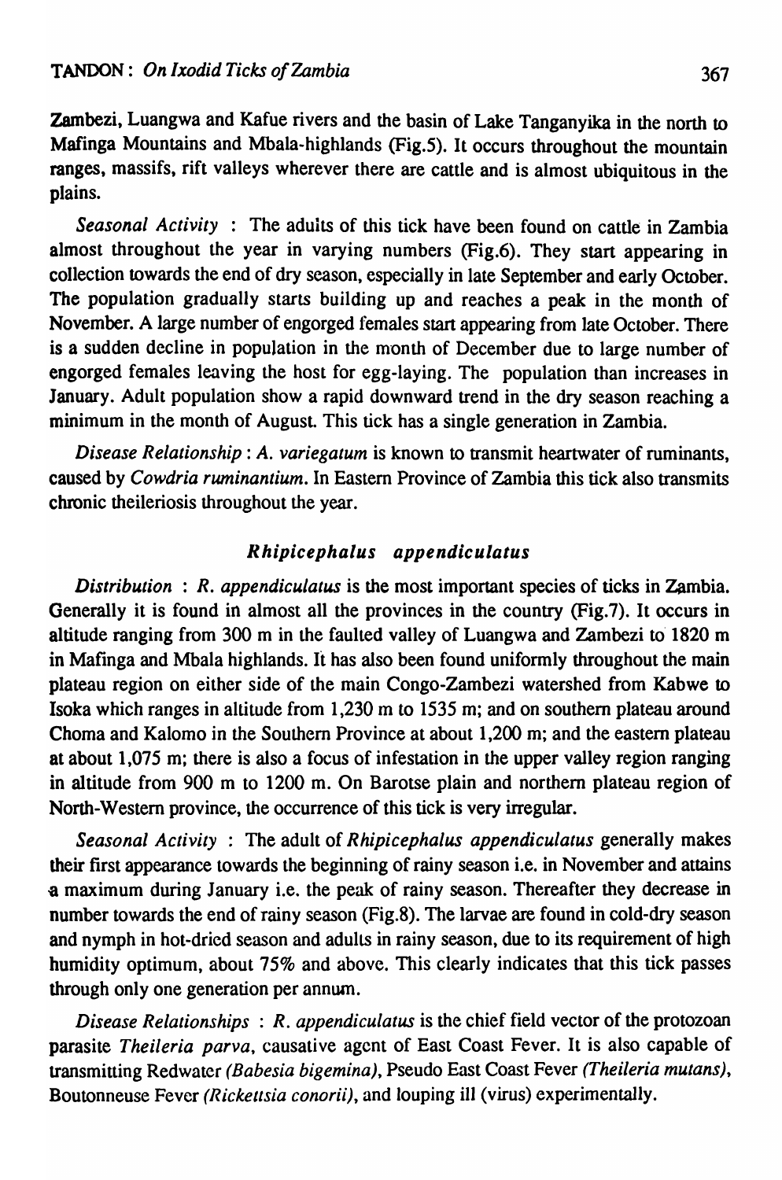Zambezi, Luangwa and Kafue rivers and the basin of Lake Tanganyika in the north to Mafinga Mountains and Mbala-highlands (Fig.5). It occurs throughout the mountain ranges, massifs, rift valleys wherever there are cattle and is almost ubiquitous in the plains.

*Seasonal Activity* : The adults of this tick have been found on cattle in Zambia almost throughout the year in varying numbers (Fig.6). They start appearing in collection towards the end of dry season, especially in late September and early October. The population gradually starts building up and reaches a peak in the month of November. A large number of engorged females start appearing from late October. There is a sudden decline in population in the month of December due to large number of engorged females leaving the host for egg-laying. The population than increases in January. Adult population show a rapid downward trend in the dry season reaching a minimum in the month of August. This tick has a single generation in Zambia.

*Disease Relationship* : *A. variegatum* is known to transmit heartwater of ruminants, caused by *Cowdria ruminantium*. In Eastern Province of Zambia this tick also transmits chronic theileriosis throughout the year.

### *Rhipicephalus appendiculatus*

*Distribution* : *R. appendiculatus* is the most important species of ticks in Zambia. Generally it is found in almost all the provinces in the country (Fig.7). It occurs in altitude ranging from 300 m in the faulted valley of Luangwa and Zambezi to 1820 m in Mafinga and Mbala highlands. It has also been found uniformly throughout the main plateau region on either side of the main Congo-Zambezi watershed from Kabwe to Isoka which ranges in altitude from 1,230 m to 1535 m; and on southern plateau around Choma and Kalomo in the Southern Province at about 1,200 m; and the eastern plateau at about 1,075 m; there is also a focus of infestation in the upper valley region ranging in altitude from 900 m to 1200 m. On Barotse plain and northern plateau region of North-Western province, the occurrence of this tick is very irregular.

*Seasonal Activity* : The adult of *Rhipicephalus appendiculatus* generally makes their first appearance towards the beginning of rainy season i.e. in November and attains a maximum during January i.e. the peak of rainy season. Thereafter they decrease in number towards the end of rainy season (Fig.8). The larvae are found in cold-dry season and nymph in hot-dried season and adults in rainy season, due to its requirement of high humidity optimum, about 75% and above. This clearly indicates that this tick passes through only one generation per annum.

*Disease Relationships* : *R. appendiculatus* is the chief field vector of the protozoan parasite *Theileria parva*, causative agent of East Coast Fever. It is also capable of transmitting Redwater *(Babesia bigemina)*, Pseudo East Coast Fever *(Theileria mutans)*, Boutonneuse Fever *(Rickettsia conorii)*, and louping ill (virus) experimentally.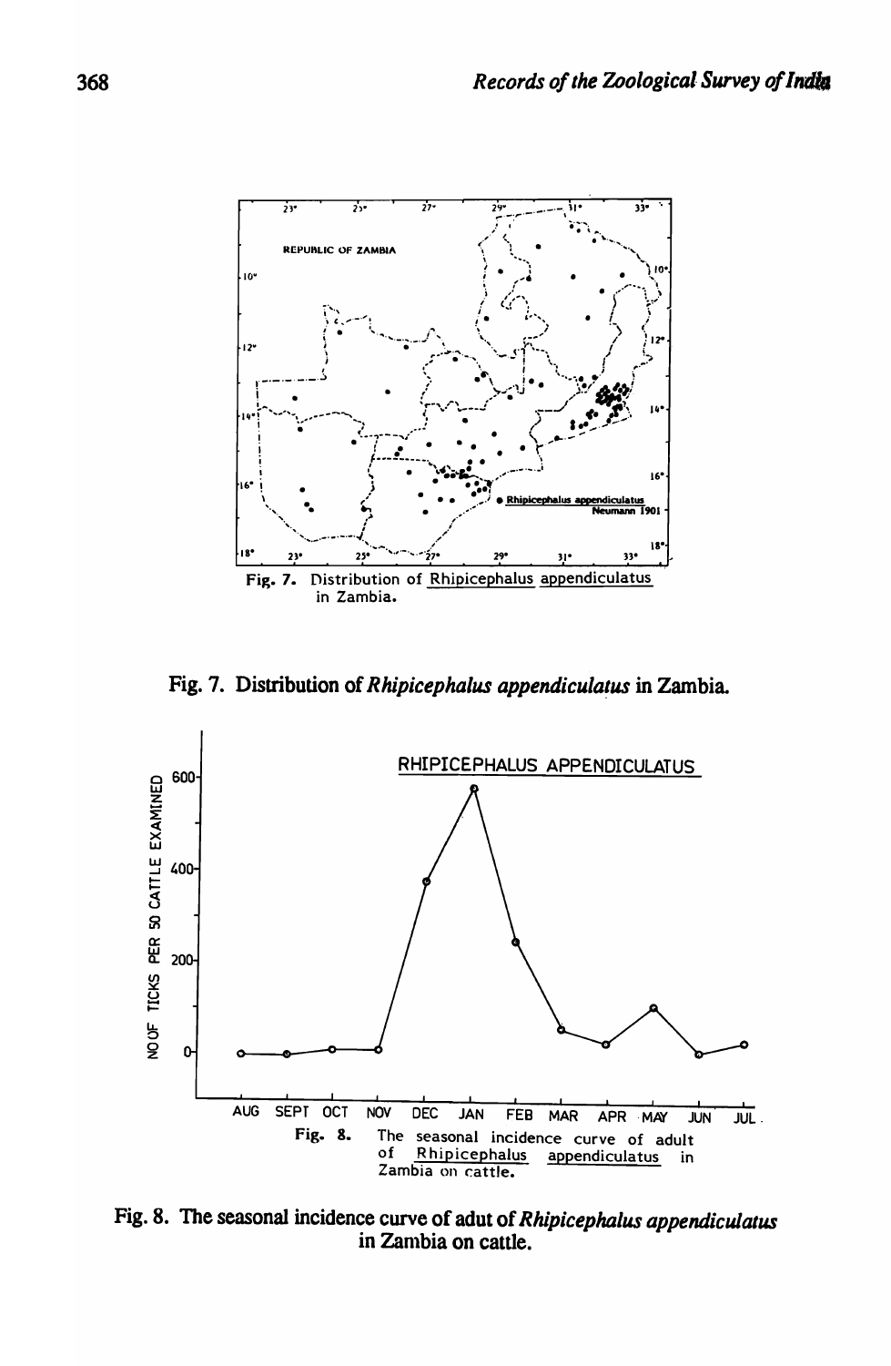Fig. 7. Distribution of *Rhipicephalus appendiculatus* in Zambia.

Fig. 8. The seasonal incidence curve of adut of *Rhipicephalus appendiculatus* in Zambia on cattle.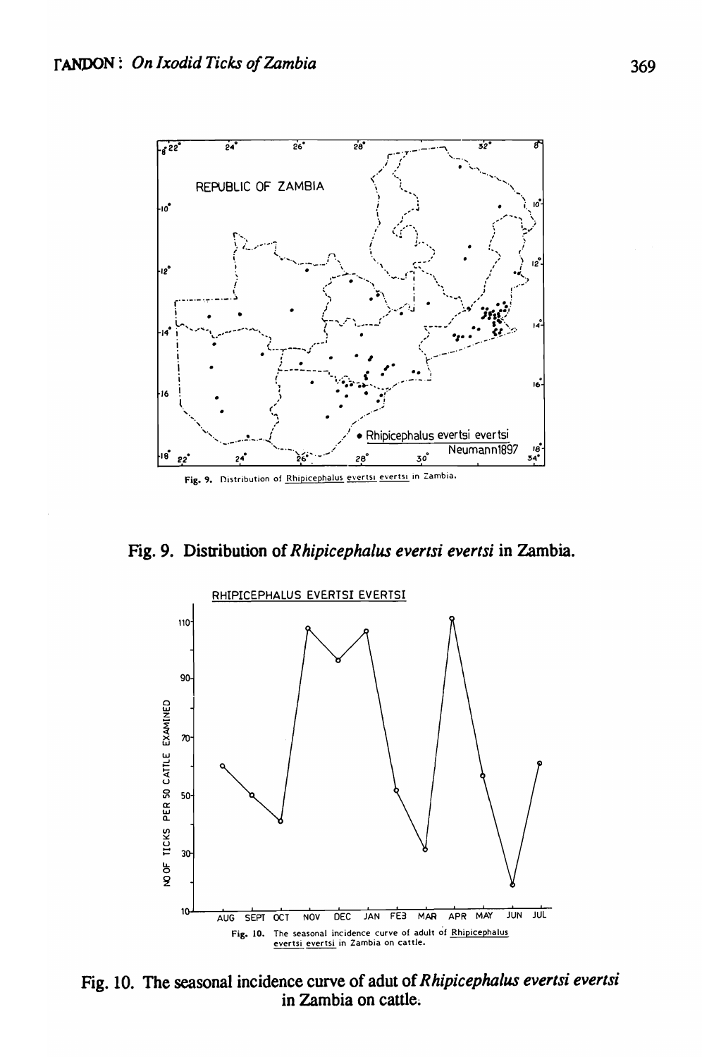Fig. 9. Distribution of *Rhipicephalus evertsi evertsi* in Zambia.

Fig. 10. The seasonal incidence curve of adut of *Rhipicephalus evertsi evertsi* in Zambia on cattle.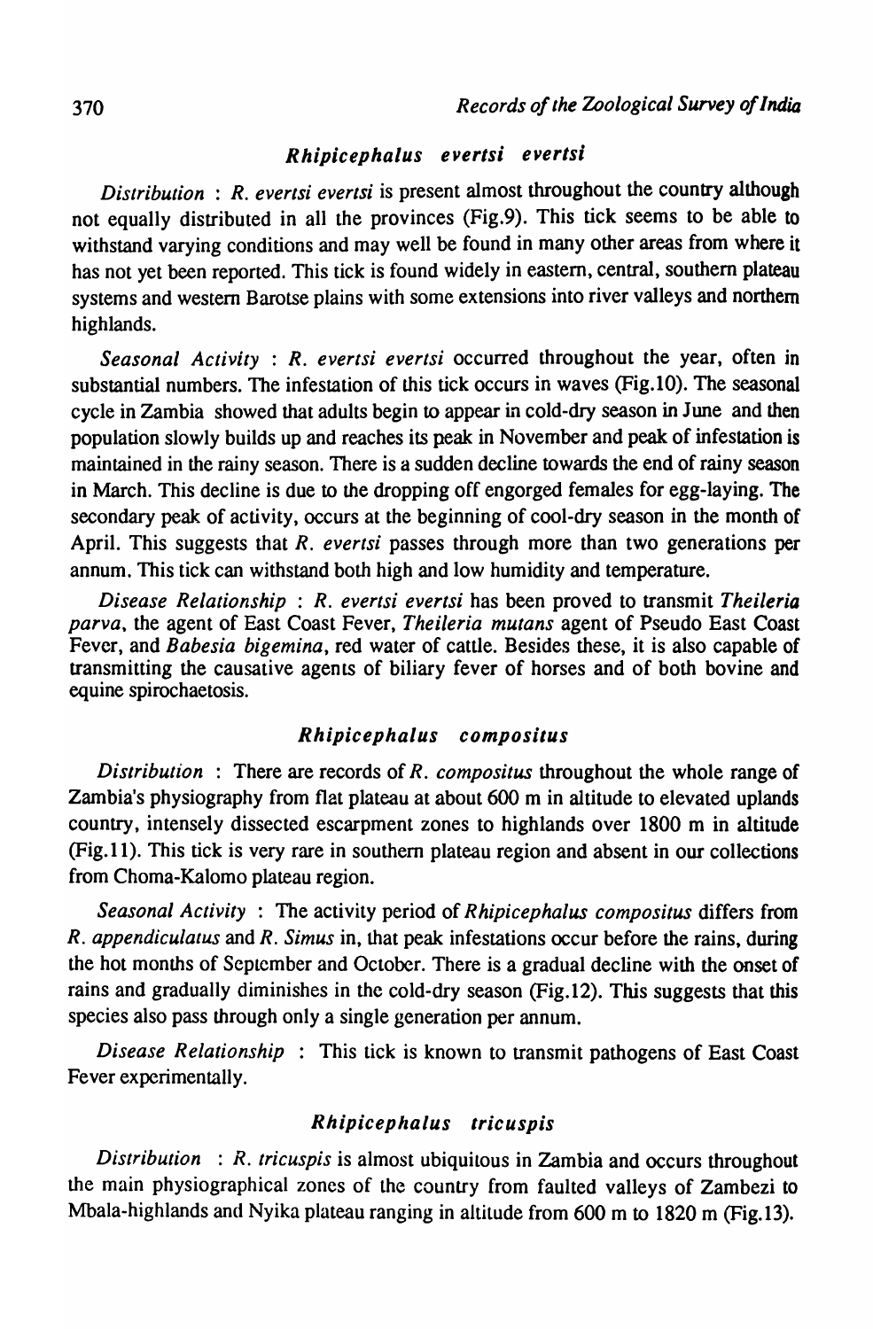### *Rhipicephalus evertsi evertsi*

*Distribution* : *R. evertsi evertsi* is present almost throughout the country although not equally distributed in all the provinces (Fig.9). This tick seems to be able to withstand varying conditions and may well be found in many other areas from where it has not yet been reported. This tick is found widely in eastern, central, southern plateau systems and western Barotse plains with some extensions into river valleys and northern highlands.

*Seasonal Activity* : *R. evertsi evertsi* occurred throughout the year, often in substantial numbers. The infestation of this tick occurs in waves (Fig.10). The seasonal cycle in Zambia showed that adults begin to appear in cold-dry season in June and then population slowly builds up and reaches its peak in November and peak of infestation is maintained in the rainy season. There is a sudden decline towards the end of rainy season in March. This decline is due to the dropping off engorged females for egg-laying. The secondary peak of activity, occurs at the beginning of cool-dry season in the month of April. This suggests that *R. evertsi* passes through more than two generations per annum. This tick can withstand both high and low humidity and temperature.

*Disease Relationship* : *R. evertsi evertsi* has been proved to transmit *Theileria parva*, the agent of East Coast Fever, *Theileria mutans* agent of Pseudo East Coast Fever, and *Babesia bigemina*, red water of cattle. Besides these, it is also capable of transmitting the causative agents of biliary fever of horses and of both bovine and equine spirochaetosis.

### *Rhipicephalus compositus*

*Distribution* : There are records of *R. compositus* throughout the whole range of Zambia's physiography from flat plateau at about 600 m in altitude to elevated uplands country, intensely dissected escarpment zones to highlands over 1800 m in altitude (Fig.11). This tick is very rare in southern plateau region and absent in our collections from Choma-Kalomo plateau region.

*Seasonal Activity* : The activity period of *Rhipicephalus compositus* differs from *R. appendiculatus* and *R. Simus* in, that peak infestations occur before the rains, during the hot months of September and October. There is a gradual decline with the onset of rains and gradually diminishes in the cold-dry season (Fig.12). This suggests that this species also pass through only a single generation per annum.

*Disease Relationship* : This tick is known to transmit pathogens of East Coast Fever experimentally.

### *Rhipicephalus tricuspis*

*Distribution* : *R. tricuspis* is almost ubiquitous in Zambia and occurs throughout the main physiographical zones of the country from faulted valleys of Zambezi to Mbala-highlands and Nyika plateau ranging in altitude from 600 m to 1820 m (Fig.13).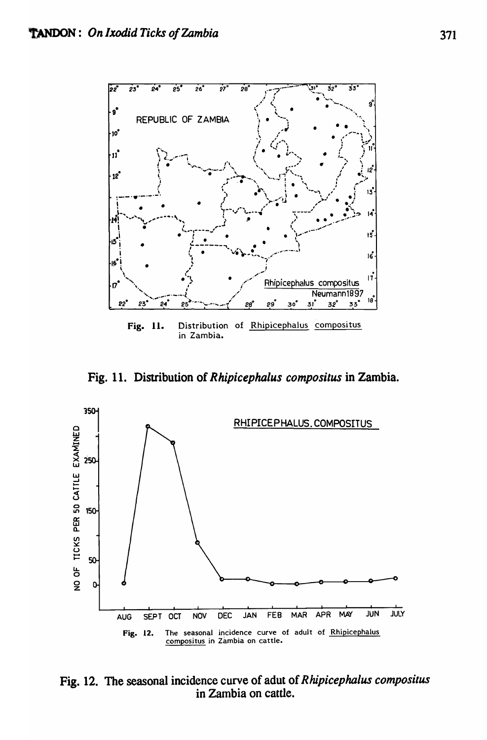Fig. 11. Distribution of Rhipicephalus compositus in Zambia.

Fig. 11. Distribution of *Rhipicephalus compositus* in Zambia.

Fig. 12. The seasonal incidence curve of adult of Rhipicephalus compositus in Zambia on cattle.

Fig. 12. The seasonal incidence curve of adut of *Rhipicephalus compositus* in Zambia on cattle.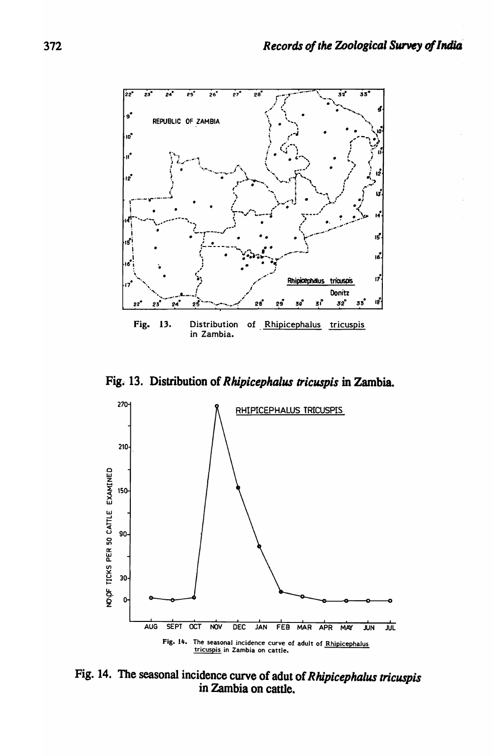Fig. 13. Distribution of *Rhipicephalus tricuspis* in Zambia.

Fig. 14. The seasonal incidence curve of adut of *Rhipicephalus tricuspis* in Zambia on cattle.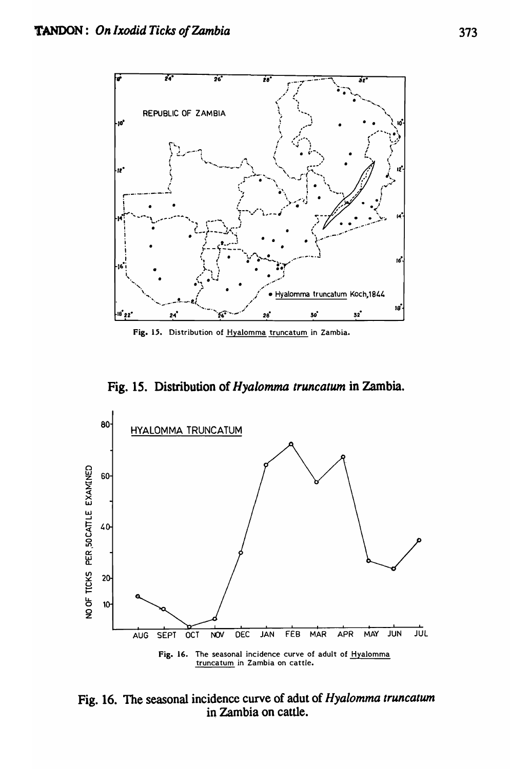Fig. 15. Distribution of Hyalomma truncatum in Zambia.

Fig. 15. Distribution of *Hyalomma truncatum* in Zambia.

Fig. 16. The seasonal incidence curve of adult of Hyalomma truncatum in Zambia on cattle.

Fig. 16. The seasonal incidence curve of adut of *Hyalomma truncatum* in Zambia on cattle.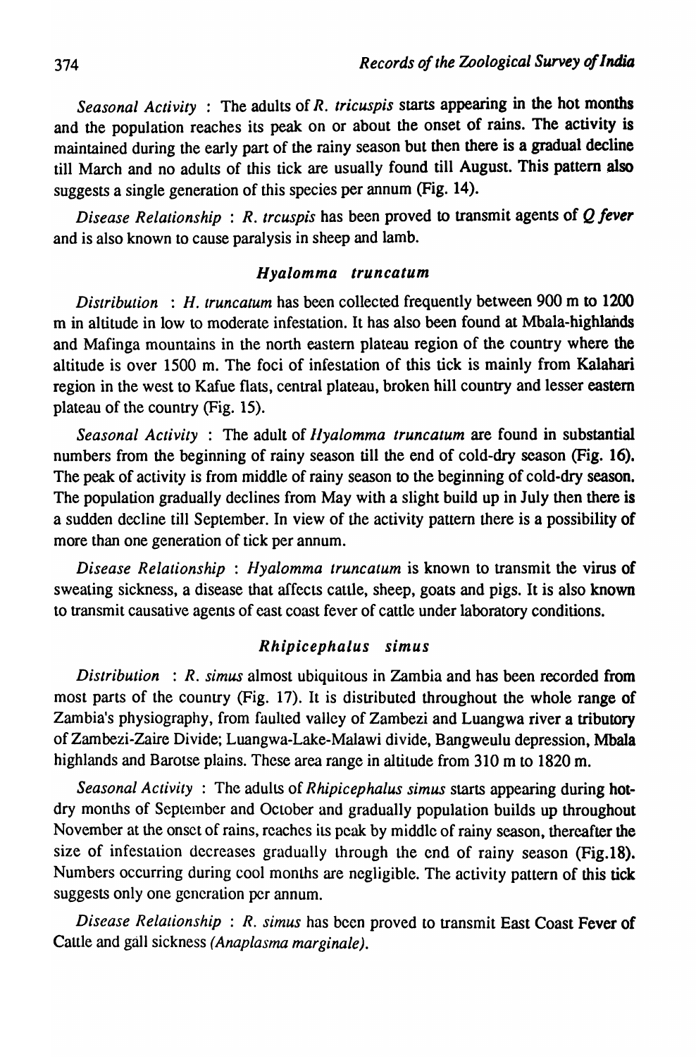*Seasonal Activity* : The adults of *R. tricuspis* starts appearing in the hot months and the population reaches its peak on or about the onset of rains. The activity is maintained during the early part of the rainy season but then there is a gradual decline till March and no adults of this tick are usually found till August. This pattern also suggests a single generation of this species per annum (Fig. 14).

*Disease Relationship* : *R. trcuspis* has been proved to transmit agents of *Q fever* and is also known to cause paralysis in sheep and lamb.

### *Hyalomma truncatum*

*Distribution* : *H. truncatum* has been collected frequently between 900 m to 1200 m in altitude in low to moderate infestation. It has also been found at Mbala-highlands and Mafinga mountains in the north eastern plateau region of the country where the altitude is over 1500 m. The foci of infestation of this tick is mainly from Kalahari region in the west to Kafue flats, central plateau, broken hill country and lesser eastern plateau of the country (Fig. 15).

*Seasonal Activity* : The adult of *Hyalomma truncatum* are found in substantial numbers from the beginning of rainy season till the end of cold-dry season (Fig. 16). The peak of activity is from middle of rainy season to the beginning of cold-dry season. The population gradually declines from May with a slight build up in July then there is a sudden decline till September. In view of the activity pattern there is a possibility of more than one generation of tick per annum.

*Disease Relationship* : *Hyalomma truncatum* is known to transmit the virus of sweating sickness, a disease that affects cattle, sheep, goats and pigs. It is also known to transmit causative agents of east coast fever of cattle under laboratory conditions.

### *Rhipicephalus simus*

*Distribution* : *R. simus* almost ubiquitous in Zambia and has been recorded from most parts of the country (Fig. 17). It is distributed throughout the whole range of Zambia's physiography, from faulted valley of Zambezi and Luangwa river a tributory of Zambezi-Zaire Divide; Luangwa-Lake-Malawi divide, Bangweulu depression, Mbala highlands and Barotse plains. These area range in altitude from 310 m to 1820 m.

*Seasonal Activity* : The adults of *Rhipicephalus simus* starts appearing during hot-dry months of September and October and gradually population builds up throughout November at the onset of rains, reaches its peak by middle of rainy season, thereafter the size of infestation decreases gradually through the end of rainy season (Fig.18). Numbers occurring during cool months are negligible. The activity pattern of this tick suggests only one generation per annum.

*Disease Relationship* : *R. simus* has been proved to transmit East Coast Fever of Cattle and gall sickness *(Anaplasma marginale)*.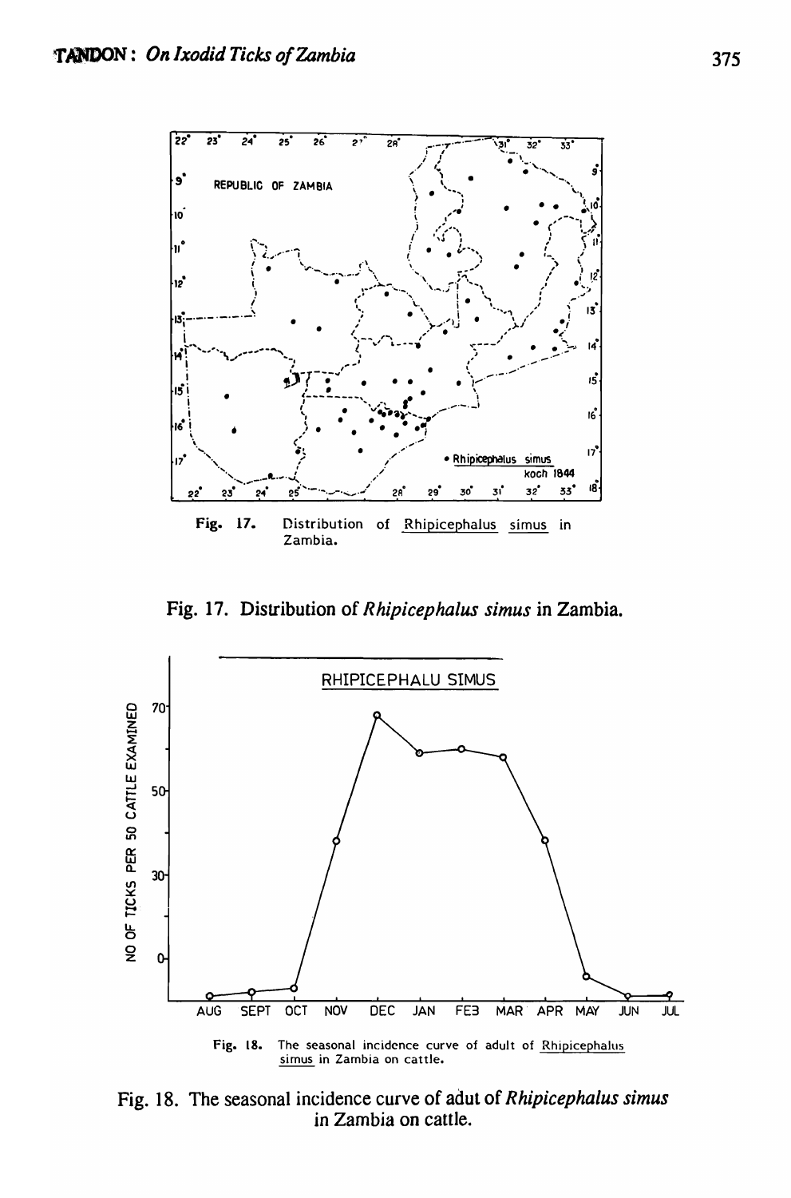Fig. 17. Distribution of *Rhipicephalus simus* in Zambia.

Fig. 18. The seasonal incidence curve of adut of *Rhipicephalus simus* in Zambia on cattle.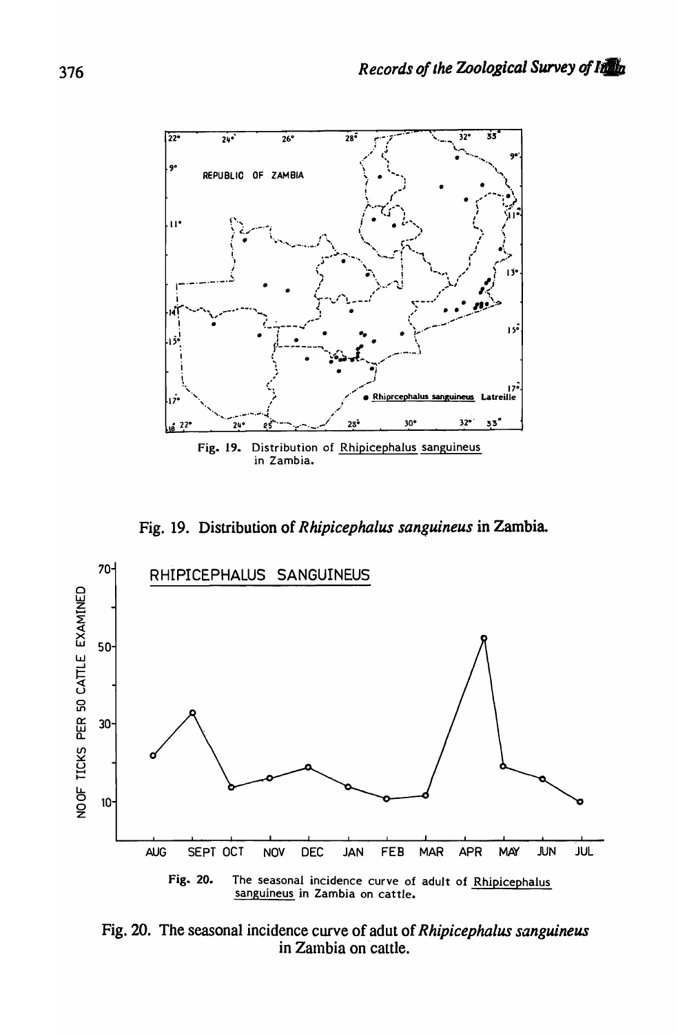Fig. 19. Distribution of *Rhipicephalus sanguineus* in Zambia.

Fig. 20. The seasonal incidence curve of adut of *Rhipicephalus sanguineus* in Zambia on cattle.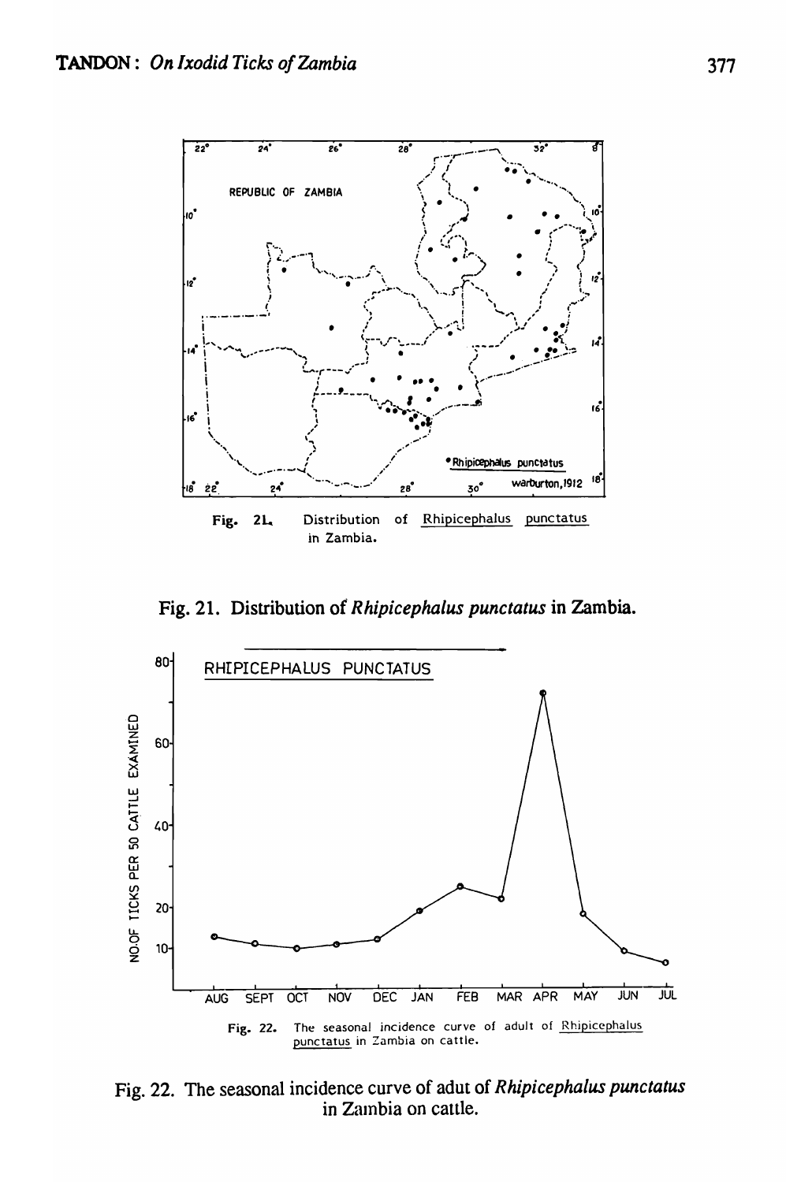Fig. 21. Distribution of *Rhipicephalus punctatus* in Zambia.

Fig. 22. The seasonal incidence curve of adut of *Rhipicephalus punctatus* in Zambia on cattle.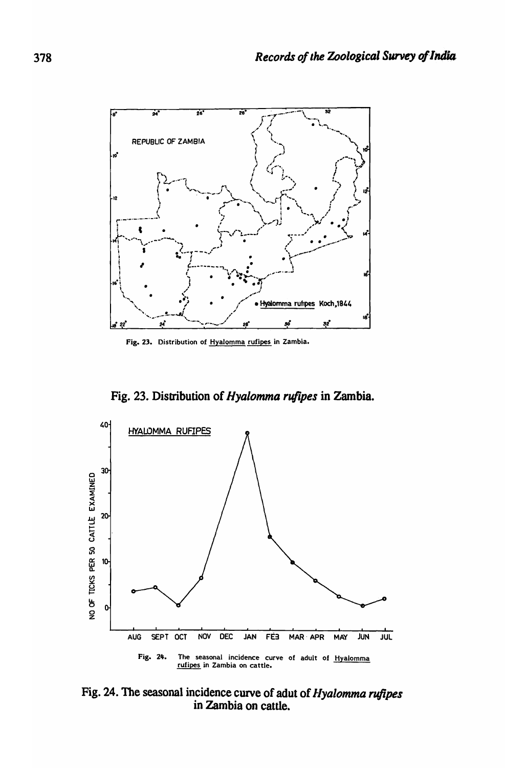Fig. 23. Distribution of *Hyalomma rufipes* in Zambia.

Fig. 24. The seasonal incidence curve of adut of *Hyalomma rufipes* in Zambia on cattle.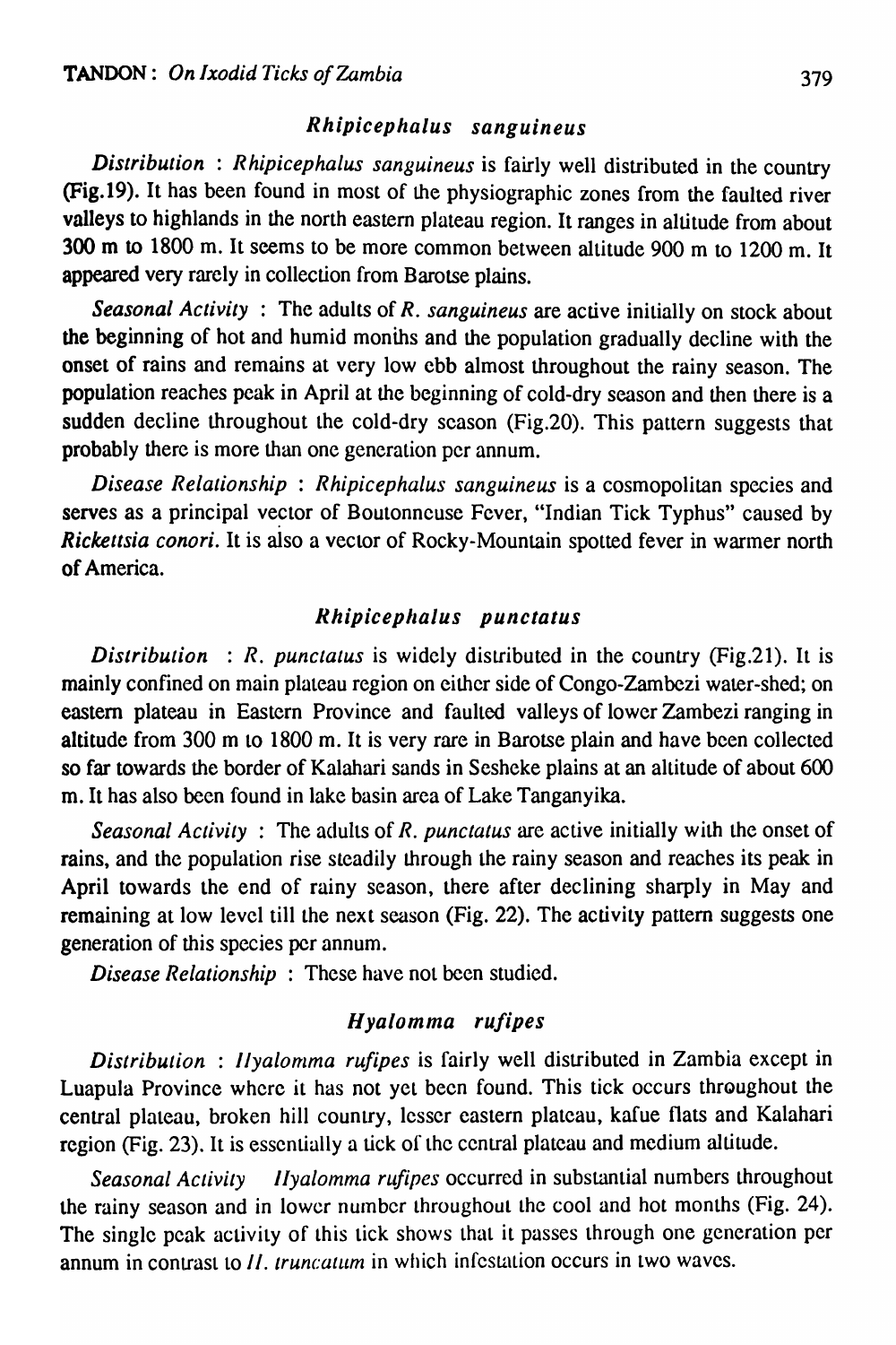### *Rhipicephalus sanguineus*

*Distribution* : *Rhipicephalus sanguineus* is fairly well distributed in the country (Fig.19). It has been found in most of the physiographic zones from the faulted river valleys to highlands in the north eastern plateau region. It ranges in altitude from about 300 m to 1800 m. It seems to be more common between altitude 900 m to 1200 m. It appeared very rarely in collection from Barotse plains.

*Seasonal Activity* : The adults of *R. sanguineus* are active initially on stock about the beginning of hot and humid months and the population gradually decline with the onset of rains and remains at very low ebb almost throughout the rainy season. The population reaches peak in April at the beginning of cold-dry season and then there is a sudden decline throughout the cold-dry season (Fig.20). This pattern suggests that probably there is more than one generation per annum.

*Disease Relationship* : *Rhipicephalus sanguineus* is a cosmopolitan species and serves as a principal vector of Boutonneuse Fever, "Indian Tick Typhus" caused by *Rickettsia conori*. It is also a vector of Rocky-Mountain spotted fever in warmer north of America.

### *Rhipicephalus punctatus*

*Distribution* : *R. punctatus* is widely distributed in the country (Fig.21). It is mainly confined on main plateau region on either side of Congo-Zambezi water-shed; on eastern plateau in Eastern Province and faulted valleys of lower Zambezi ranging in altitude from 300 m to 1800 m. It is very rare in Barotse plain and have been collected so far towards the border of Kalahari sands in Sesheke plains at an altitude of about 600 m. It has also been found in lake basin area of Lake Tanganyika.

*Seasonal Activity* : The adults of *R. punctatus* are active initially with the onset of rains, and the population rise steadily through the rainy season and reaches its peak in April towards the end of rainy season, there after declining sharply in May and remaining at low level till the next season (Fig. 22). The activity pattern suggests one generation of this species per annum.

*Disease Relationship* : These have not been studied.

### *Hyalomma rufipes*

*Distribution* : *Hyalomma rufipes* is fairly well distributed in Zambia except in Luapula Province where it has not yet been found. This tick occurs throughout the central plateau, broken hill country, lesser eastern plateau, kafue flats and Kalahari region (Fig. 23). It is essentially a tick of the central plateau and medium altitude.

*Seasonal Activity* *Hyalomma rufipes* occurred in substantial numbers throughout the rainy season and in lower number throughout the cool and hot months (Fig. 24). The single peak activity of this tick shows that it passes through one generation per annum in contrast to *H. truncatum* in which infestation occurs in two waves.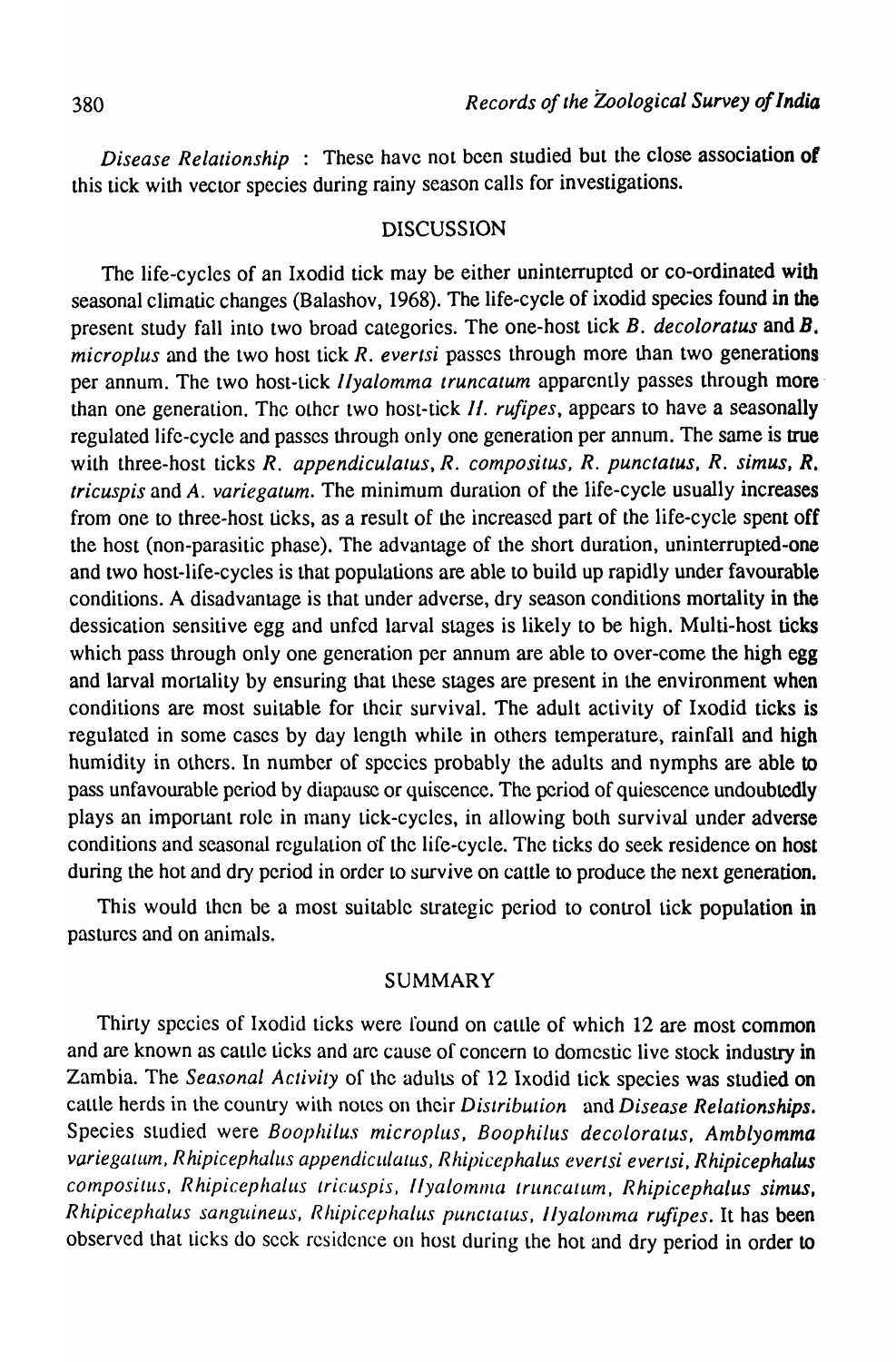*Disease Relationship* : These have not been studied but the close association of this tick with vector species during rainy season calls for investigations.

## DISCUSSION

The life-cycles of an Ixodid tick may be either uninterrupted or co-ordinated with seasonal climatic changes (Balashov, 1968). The life-cycle of ixodid species found in the present study fall into two broad categories. The one-host tick *B. decoloratus* and *B. microplus* and the two host tick *R. evertsi* passes through more than two generations per annum. The two host-tick *Hyalomma truncatum* apparently passes through more than one generation. The other two host-tick *H. rufipes*, appears to have a seasonally regulated life-cycle and passes through only one generation per annum. The same is true with three-host ticks *R. appendiculatus, R. compositus, R. punctatus, R. simus, R. tricuspis* and *A. variegatum*. The minimum duration of the life-cycle usually increases from one to three-host ticks, as a result of the increased part of the life-cycle spent off the host (non-parasitic phase). The advantage of the short duration, uninterrupted-one and two host-life-cycles is that populations are able to build up rapidly under favourable conditions. A disadvantage is that under adverse, dry season conditions mortality in the dessication sensitive egg and unfed larval stages is likely to be high. Multi-host ticks which pass through only one generation per annum are able to over-come the high egg and larval mortality by ensuring that these stages are present in the environment when conditions are most suitable for their survival. The adult activity of Ixodid ticks is regulated in some cases by day length while in others temperature, rainfall and high humidity in others. In number of species probably the adults and nymphs are able to pass unfavourable period by diapause or quiscence. The period of quiescence undoubtedly plays an important role in many tick-cycles, in allowing both survival under adverse conditions and seasonal regulation of the life-cycle. The ticks do seek residence on host during the hot and dry period in order to survive on cattle to produce the next generation.

This would then be a most suitable strategic period to control tick population in pastures and on animals.

## SUMMARY

Thirty species of Ixodid ticks were found on cattle of which 12 are most common and are known as cattle ticks and are cause of concern to domestic live stock industry in Zambia. The *Seasonal Activity* of the adults of 12 Ixodid tick species was studied on cattle herds in the country with notes on their *Distribution* and *Disease Relationships*. Species studied were *Boophilus microplus, Boophilus decoloratus, Amblyomma variegatum, Rhipicephalus appendiculatus, Rhipicephalus evertsi evertsi, Rhipicephalus compositus, Rhipicephalus tricuspis, Hyalomma truncatum, Rhipicephalus simus, Rhipicephalus sanguineus, Rhipicephalus punctatus, Hyalomma rufipes*. It has been observed that ticks do seek residence on host during the hot and dry period in order to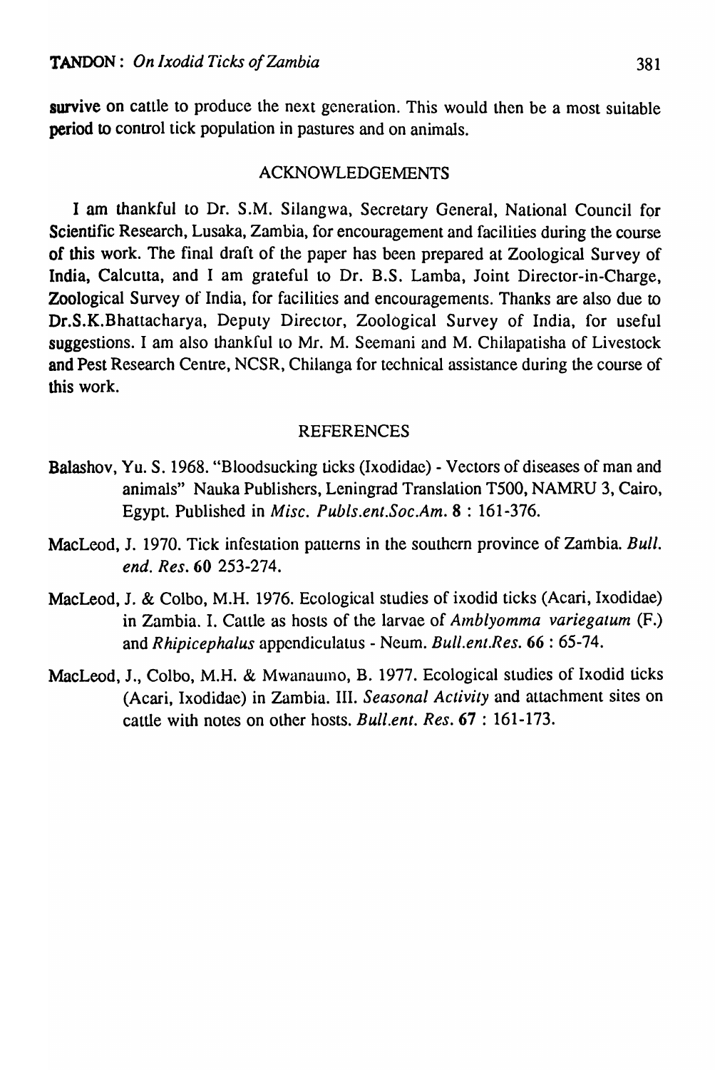survive on cattle to produce the next generation. This would then be a most suitable period to control tick population in pastures and on animals.

## ACKNOWLEDGEMENTS

I am thankful to Dr. S.M. Silangwa, Secretary General, National Council for Scientific Research, Lusaka, Zambia, for encouragement and facilities during the course of this work. The final draft of the paper has been prepared at Zoological Survey of India, Calcutta, and I am grateful to Dr. B.S. Lamba, Joint Director-in-Charge, Zoological Survey of India, for facilities and encouragements. Thanks are also due to Dr.S.K.Bhattacharya, Deputy Director, Zoological Survey of India, for useful suggestions. I am also thankful to Mr. M. Seemani and M. Chilapatisha of Livestock and Pest Research Centre, NCSR, Chilanga for technical assistance during the course of this work.

## REFERENCES

Balashov, Yu. S. 1968. "Bloodsucking ticks (Ixodidae) - Vectors of diseases of man and animals" Nauka Publishers, Leningrad Translation T500, NAMRU 3, Cairo, Egypt. Published in *Misc. Publs.ent.Soc.Am.* **8** : 161-376.

MacLeod, J. 1970. Tick infestation patterns in the southern province of Zambia. *Bull. end. Res.* **60** 253-274.

MacLeod, J. & Colbo, M.H. 1976. Ecological studies of ixodid ticks (Acari, Ixodidae) in Zambia. I. Cattle as hosts of the larvae of *Amblyomma variegatum* (F.) and *Rhipicephalus* appendiculatus - Neum. *Bull.ent.Res.* **66** : 65-74.

MacLeod, J., Colbo, M.H. & Mwanaumo, B. 1977. Ecological studies of Ixodid ticks (Acari, Ixodidae) in Zambia. III. *Seasonal Activity* and attachment sites on cattle with notes on other hosts. *Bull.ent. Res.* **67** : 161-173.